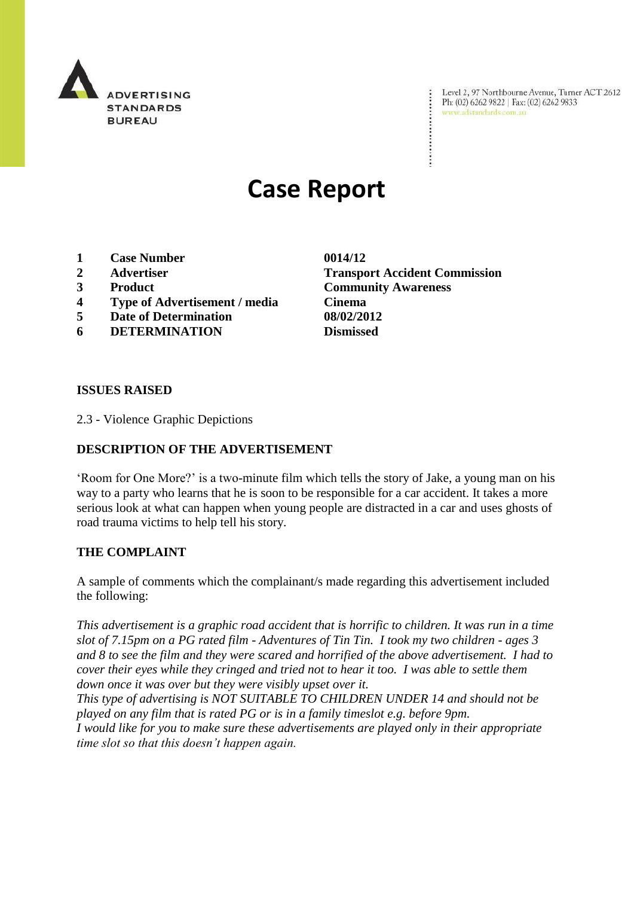ADVERTISING STANDARDS BUREAU

Level 2, 97 Northbourne Avenue, Turner ACT 2612
Ph: (02) 6262 9822 | Fax: (02) 6262 9833
www.adstandards.com.au

# Case Report

| | | |
|---|---|---|
| **1** | **Case Number** | **0014/12** |
| **2** | **Advertiser** | **Transport Accident Commission** |
| **3** | **Product** | **Community Awareness** |
| **4** | **Type of Advertisement / media** | **Cinema** |
| **5** | **Date of Determination** | **08/02/2012** |
| **6** | **DETERMINATION** | **Dismissed** |

**ISSUES RAISED**

2.3 - Violence Graphic Depictions

**DESCRIPTION OF THE ADVERTISEMENT**

'Room for One More?' is a two-minute film which tells the story of Jake, a young man on his way to a party who learns that he is soon to be responsible for a car accident. It takes a more serious look at what can happen when young people are distracted in a car and uses ghosts of road trauma victims to help tell his story.

**THE COMPLAINT**

A sample of comments which the complainant/s made regarding this advertisement included the following:

*This advertisement is a graphic road accident that is horrific to children. It was run in a time slot of 7.15pm on a PG rated film - Adventures of Tin Tin. I took my two children - ages 3 and 8 to see the film and they were scared and horrified of the above advertisement. I had to cover their eyes while they cringed and tried not to hear it too. I was able to settle them down once it was over but they were visibly upset over it.*
*This type of advertising is NOT SUITABLE TO CHILDREN UNDER 14 and should not be played on any film that is rated PG or is in a family timeslot e.g. before 9pm.*
*I would like for you to make sure these advertisements are played only in their appropriate time slot so that this doesn't happen again.*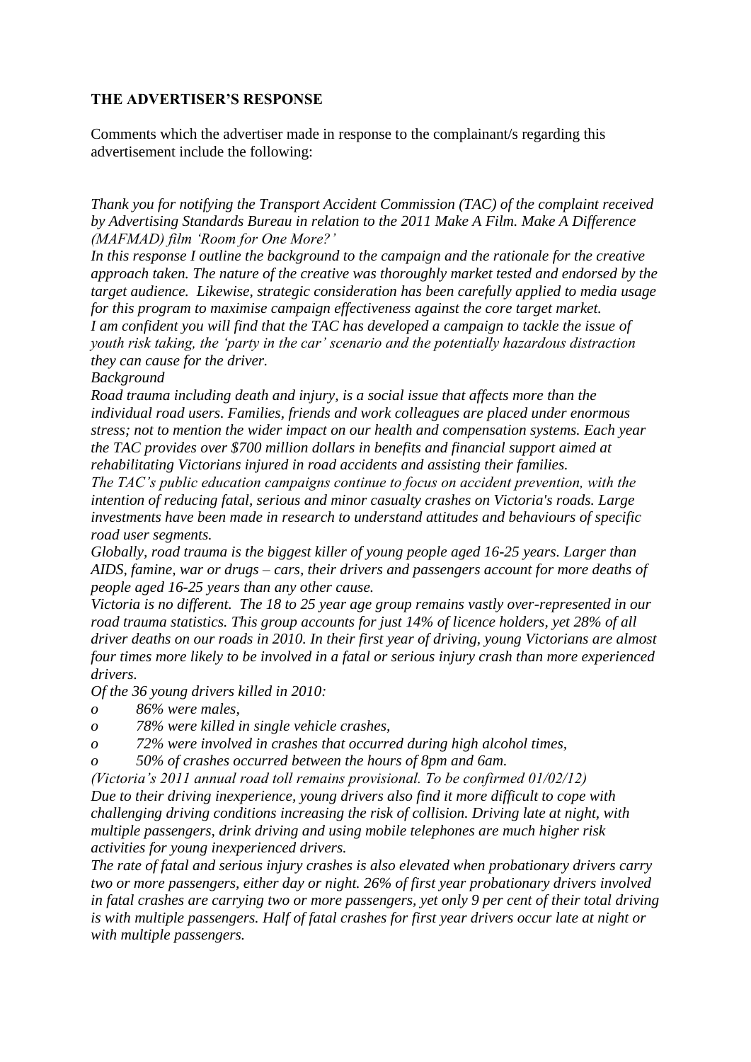**THE ADVERTISER'S RESPONSE**

Comments which the advertiser made in response to the complainant/s regarding this advertisement include the following:

*Thank you for notifying the Transport Accident Commission (TAC) of the complaint received by Advertising Standards Bureau in relation to the 2011 Make A Film. Make A Difference (MAFMAD) film 'Room for One More?'*

*In this response I outline the background to the campaign and the rationale for the creative approach taken. The nature of the creative was thoroughly market tested and endorsed by the target audience. Likewise, strategic consideration has been carefully applied to media usage for this program to maximise campaign effectiveness against the core target market.*

*I am confident you will find that the TAC has developed a campaign to tackle the issue of youth risk taking, the 'party in the car' scenario and the potentially hazardous distraction they can cause for the driver.*

*Background*

*Road trauma including death and injury, is a social issue that affects more than the individual road users. Families, friends and work colleagues are placed under enormous stress; not to mention the wider impact on our health and compensation systems. Each year the TAC provides over $700 million dollars in benefits and financial support aimed at rehabilitating Victorians injured in road accidents and assisting their families.*

*The TAC's public education campaigns continue to focus on accident prevention, with the intention of reducing fatal, serious and minor casualty crashes on Victoria's roads. Large investments have been made in research to understand attitudes and behaviours of specific road user segments.*

*Globally, road trauma is the biggest killer of young people aged 16-25 years. Larger than AIDS, famine, war or drugs – cars, their drivers and passengers account for more deaths of people aged 16-25 years than any other cause.*

*Victoria is no different. The 18 to 25 year age group remains vastly over-represented in our road trauma statistics. This group accounts for just 14% of licence holders, yet 28% of all driver deaths on our roads in 2010. In their first year of driving, young Victorians are almost four times more likely to be involved in a fatal or serious injury crash than more experienced drivers.*

*Of the 36 young drivers killed in 2010:*

- *86% were males,*
- *78% were killed in single vehicle crashes,*
- *72% were involved in crashes that occurred during high alcohol times,*
- *50% of crashes occurred between the hours of 8pm and 6am.*

*(Victoria's 2011 annual road toll remains provisional. To be confirmed 01/02/12)*

*Due to their driving inexperience, young drivers also find it more difficult to cope with challenging driving conditions increasing the risk of collision. Driving late at night, with multiple passengers, drink driving and using mobile telephones are much higher risk activities for young inexperienced drivers.*

*The rate of fatal and serious injury crashes is also elevated when probationary drivers carry two or more passengers, either day or night. 26% of first year probationary drivers involved in fatal crashes are carrying two or more passengers, yet only 9 per cent of their total driving is with multiple passengers. Half of fatal crashes for first year drivers occur late at night or with multiple passengers.*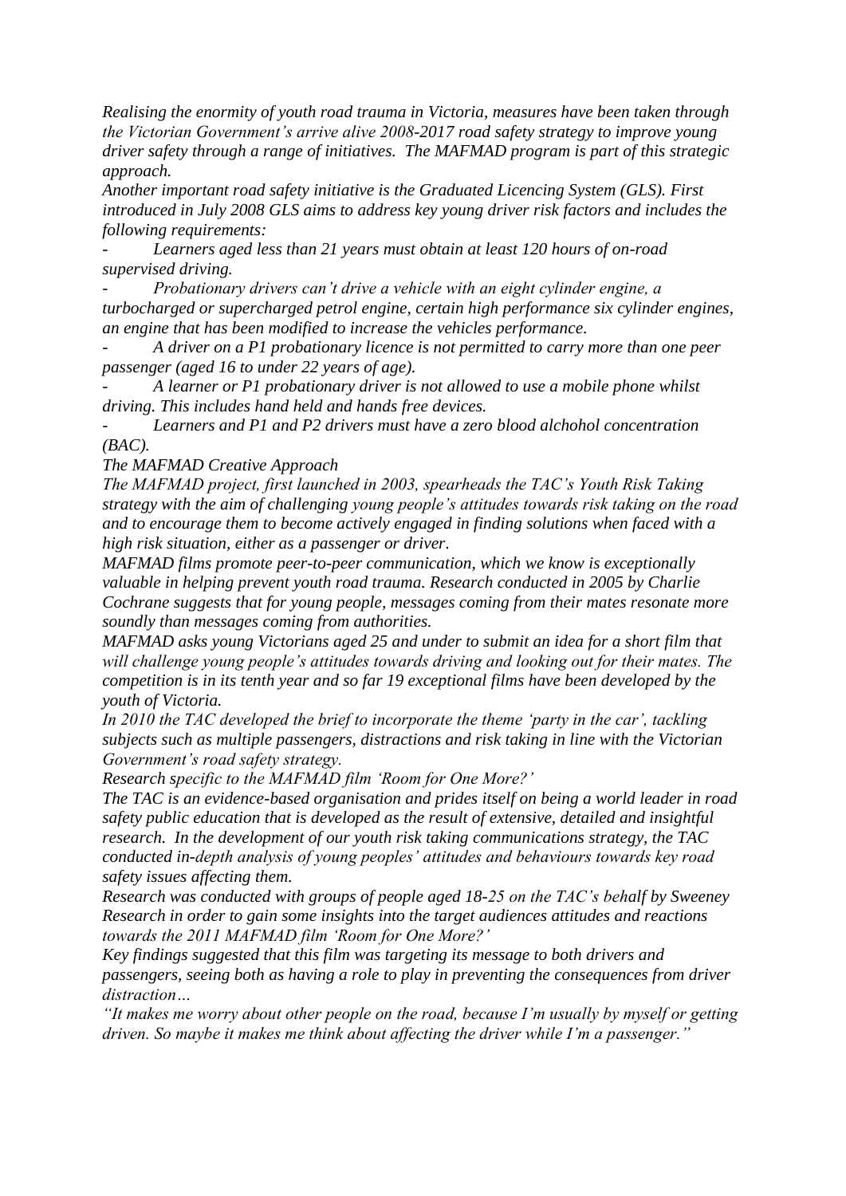*Realising the enormity of youth road trauma in Victoria, measures have been taken through the Victorian Government's arrive alive 2008-2017 road safety strategy to improve young driver safety through a range of initiatives. The MAFMAD program is part of this strategic approach.*

*Another important road safety initiative is the Graduated Licencing System (GLS). First introduced in July 2008 GLS aims to address key young driver risk factors and includes the following requirements:*

- *Learners aged less than 21 years must obtain at least 120 hours of on-road supervised driving.*
- *Probationary drivers can't drive a vehicle with an eight cylinder engine, a turbocharged or supercharged petrol engine, certain high performance six cylinder engines, an engine that has been modified to increase the vehicles performance.*
- *A driver on a P1 probationary licence is not permitted to carry more than one peer passenger (aged 16 to under 22 years of age).*
- *A learner or P1 probationary driver is not allowed to use a mobile phone whilst driving. This includes hand held and hands free devices.*
- *Learners and P1 and P2 drivers must have a zero blood alchohol concentration (BAC).*

*The MAFMAD Creative Approach*

*The MAFMAD project, first launched in 2003, spearheads the TAC's Youth Risk Taking strategy with the aim of challenging young people's attitudes towards risk taking on the road and to encourage them to become actively engaged in finding solutions when faced with a high risk situation, either as a passenger or driver.*

*MAFMAD films promote peer-to-peer communication, which we know is exceptionally valuable in helping prevent youth road trauma. Research conducted in 2005 by Charlie Cochrane suggests that for young people, messages coming from their mates resonate more soundly than messages coming from authorities.*

*MAFMAD asks young Victorians aged 25 and under to submit an idea for a short film that will challenge young people's attitudes towards driving and looking out for their mates. The competition is in its tenth year and so far 19 exceptional films have been developed by the youth of Victoria.*

*In 2010 the TAC developed the brief to incorporate the theme 'party in the car', tackling subjects such as multiple passengers, distractions and risk taking in line with the Victorian Government's road safety strategy.*

*Research specific to the MAFMAD film 'Room for One More?'*

*The TAC is an evidence-based organisation and prides itself on being a world leader in road safety public education that is developed as the result of extensive, detailed and insightful research. In the development of our youth risk taking communications strategy, the TAC conducted in-depth analysis of young peoples' attitudes and behaviours towards key road safety issues affecting them.*

*Research was conducted with groups of people aged 18-25 on the TAC's behalf by Sweeney Research in order to gain some insights into the target audiences attitudes and reactions towards the 2011 MAFMAD film 'Room for One More?'*

*Key findings suggested that this film was targeting its message to both drivers and passengers, seeing both as having a role to play in preventing the consequences from driver distraction…*

*"It makes me worry about other people on the road, because I'm usually by myself or getting driven. So maybe it makes me think about affecting the driver while I'm a passenger."*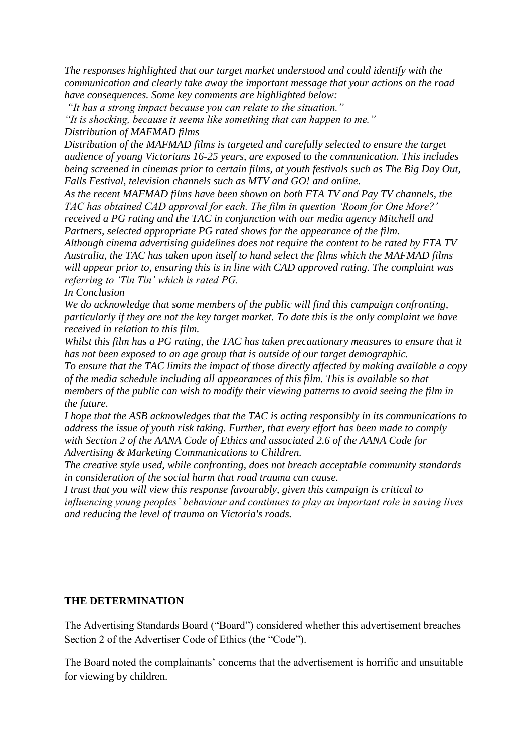*The responses highlighted that our target market understood and could identify with the communication and clearly take away the important message that your actions on the road have consequences. Some key comments are highlighted below:*

*"It has a strong impact because you can relate to the situation."*

*"It is shocking, because it seems like something that can happen to me."*

*Distribution of MAFMAD films*

*Distribution of the MAFMAD films is targeted and carefully selected to ensure the target audience of young Victorians 16-25 years, are exposed to the communication. This includes being screened in cinemas prior to certain films, at youth festivals such as The Big Day Out, Falls Festival, television channels such as MTV and GO! and online.*

*As the recent MAFMAD films have been shown on both FTA TV and Pay TV channels, the TAC has obtained CAD approval for each. The film in question 'Room for One More?' received a PG rating and the TAC in conjunction with our media agency Mitchell and Partners, selected appropriate PG rated shows for the appearance of the film.*

*Although cinema advertising guidelines does not require the content to be rated by FTA TV Australia, the TAC has taken upon itself to hand select the films which the MAFMAD films will appear prior to, ensuring this is in line with CAD approved rating. The complaint was referring to 'Tin Tin' which is rated PG.*

*In Conclusion*

*We do acknowledge that some members of the public will find this campaign confronting, particularly if they are not the key target market. To date this is the only complaint we have received in relation to this film.*

*Whilst this film has a PG rating, the TAC has taken precautionary measures to ensure that it has not been exposed to an age group that is outside of our target demographic.*

*To ensure that the TAC limits the impact of those directly affected by making available a copy of the media schedule including all appearances of this film. This is available so that members of the public can wish to modify their viewing patterns to avoid seeing the film in the future.*

*I hope that the ASB acknowledges that the TAC is acting responsibly in its communications to address the issue of youth risk taking. Further, that every effort has been made to comply with Section 2 of the AANA Code of Ethics and associated 2.6 of the AANA Code for Advertising & Marketing Communications to Children.*

*The creative style used, while confronting, does not breach acceptable community standards in consideration of the social harm that road trauma can cause.*

*I trust that you will view this response favourably, given this campaign is critical to influencing young peoples' behaviour and continues to play an important role in saving lives and reducing the level of trauma on Victoria's roads.*

**THE DETERMINATION**

The Advertising Standards Board ("Board") considered whether this advertisement breaches Section 2 of the Advertiser Code of Ethics (the "Code").

The Board noted the complainants' concerns that the advertisement is horrific and unsuitable for viewing by children.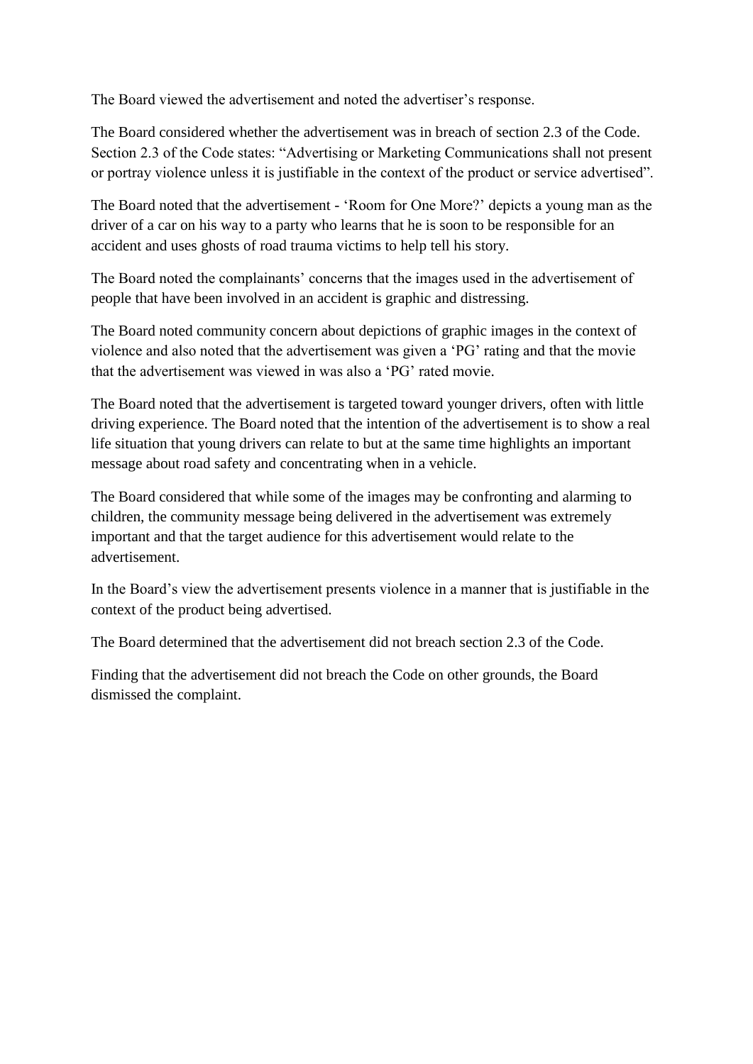The Board viewed the advertisement and noted the advertiser's response.

The Board considered whether the advertisement was in breach of section 2.3 of the Code. Section 2.3 of the Code states: "Advertising or Marketing Communications shall not present or portray violence unless it is justifiable in the context of the product or service advertised".

The Board noted that the advertisement - 'Room for One More?' depicts a young man as the driver of a car on his way to a party who learns that he is soon to be responsible for an accident and uses ghosts of road trauma victims to help tell his story.

The Board noted the complainants' concerns that the images used in the advertisement of people that have been involved in an accident is graphic and distressing.

The Board noted community concern about depictions of graphic images in the context of violence and also noted that the advertisement was given a 'PG' rating and that the movie that the advertisement was viewed in was also a 'PG' rated movie.

The Board noted that the advertisement is targeted toward younger drivers, often with little driving experience. The Board noted that the intention of the advertisement is to show a real life situation that young drivers can relate to but at the same time highlights an important message about road safety and concentrating when in a vehicle.

The Board considered that while some of the images may be confronting and alarming to children, the community message being delivered in the advertisement was extremely important and that the target audience for this advertisement would relate to the advertisement.

In the Board's view the advertisement presents violence in a manner that is justifiable in the context of the product being advertised.

The Board determined that the advertisement did not breach section 2.3 of the Code.

Finding that the advertisement did not breach the Code on other grounds, the Board dismissed the complaint.